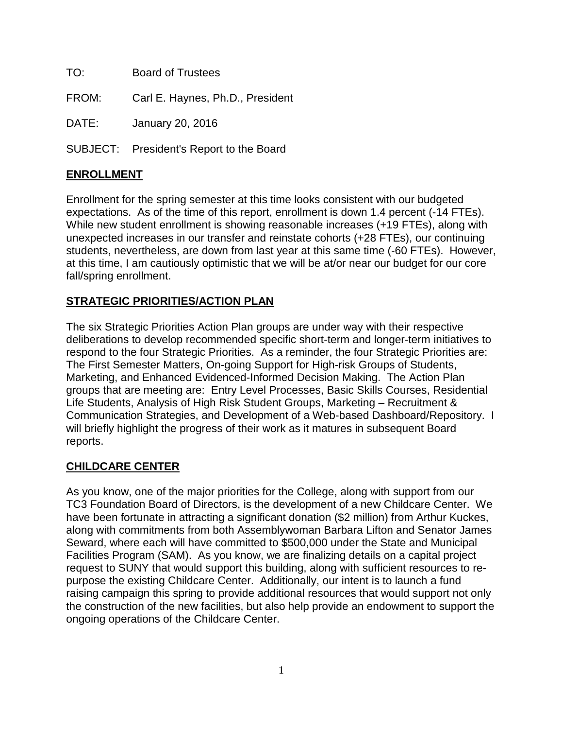TO: Board of Trustees

FROM: Carl E. Haynes, Ph.D., President

DATE: January 20, 2016

SUBJECT: President's Report to the Board

## ENROLLMENT

Enrollment for the spring semester at this time looks consistent with our budgeted expectations. As of the time of this report, enrollment is down 1.4 percent (-14 FTEs). While new student enrollment is showing reasonable increases (+19 FTEs), along with unexpected increases in our transfer and reinstate cohorts (+28 FTEs), our continuing students, nevertheless, are down from last year at this same time (-60 FTEs). However, at this time, I am cautiously optimistic that we will be at/or near our budget for our core fall/spring enrollment.

## STRATEGIC PRIORITIES/ACTION PLAN

The six Strategic Priorities Action Plan groups are under way with their respective deliberations to develop recommended specific short-term and longer-term initiatives to respond to the four Strategic Priorities. As a reminder, the four Strategic Priorities are: The First Semester Matters, On-going Support for High-risk Groups of Students, Marketing, and Enhanced Evidenced-Informed Decision Making. The Action Plan groups that are meeting are: Entry Level Processes, Basic Skills Courses, Residential Life Students, Analysis of High Risk Student Groups, Marketing – Recruitment & Communication Strategies, and Development of a Web-based Dashboard/Repository. I will briefly highlight the progress of their work as it matures in subsequent Board reports.

## CHILDCARE CENTER

As you know, one of the major priorities for the College, along with support from our TC3 Foundation Board of Directors, is the development of a new Childcare Center. We have been fortunate in attracting a significant donation ($2 million) from Arthur Kuckes, along with commitments from both Assemblywoman Barbara Lifton and Senator James Seward, where each will have committed to $500,000 under the State and Municipal Facilities Program (SAM). As you know, we are finalizing details on a capital project request to SUNY that would support this building, along with sufficient resources to re-purpose the existing Childcare Center. Additionally, our intent is to launch a fund raising campaign this spring to provide additional resources that would support not only the construction of the new facilities, but also help provide an endowment to support the ongoing operations of the Childcare Center.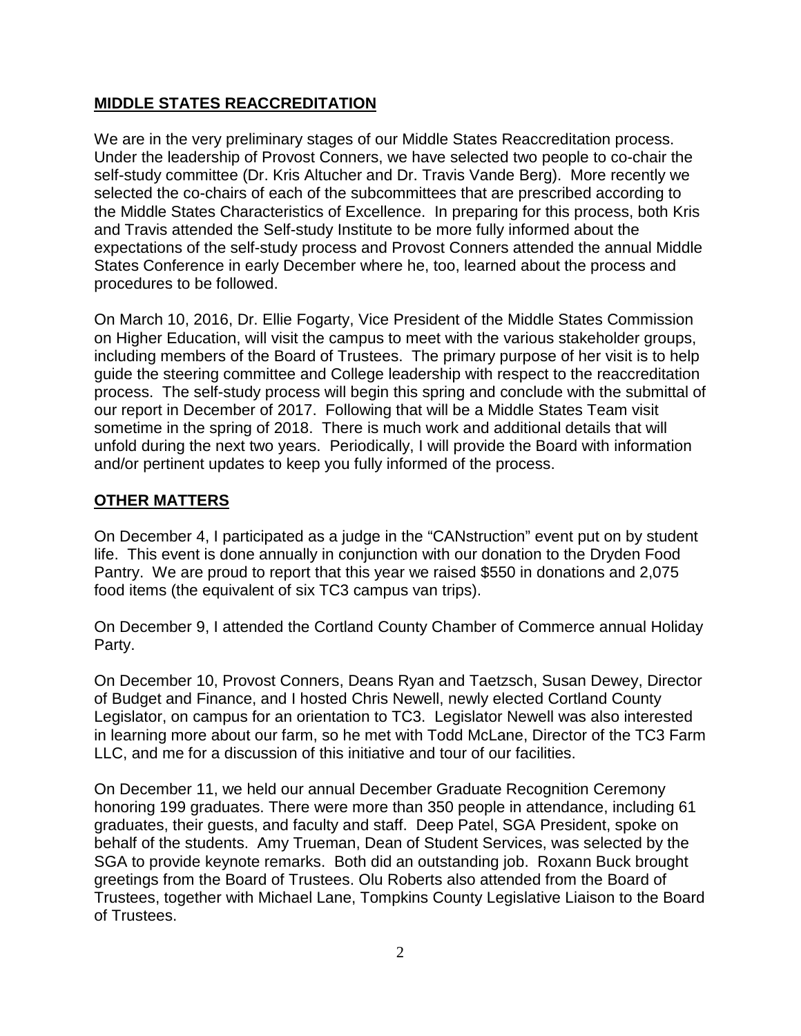## **MIDDLE STATES REACCREDITATION**

We are in the very preliminary stages of our Middle States Reaccreditation process. Under the leadership of Provost Conners, we have selected two people to co-chair the self-study committee (Dr. Kris Altucher and Dr. Travis Vande Berg). More recently we selected the co-chairs of each of the subcommittees that are prescribed according to the Middle States Characteristics of Excellence. In preparing for this process, both Kris and Travis attended the Self-study Institute to be more fully informed about the expectations of the self-study process and Provost Conners attended the annual Middle States Conference in early December where he, too, learned about the process and procedures to be followed.

On March 10, 2016, Dr. Ellie Fogarty, Vice President of the Middle States Commission on Higher Education, will visit the campus to meet with the various stakeholder groups, including members of the Board of Trustees. The primary purpose of her visit is to help guide the steering committee and College leadership with respect to the reaccreditation process. The self-study process will begin this spring and conclude with the submittal of our report in December of 2017. Following that will be a Middle States Team visit sometime in the spring of 2018. There is much work and additional details that will unfold during the next two years. Periodically, I will provide the Board with information and/or pertinent updates to keep you fully informed of the process.

## **OTHER MATTERS**

On December 4, I participated as a judge in the "CANstruction" event put on by student life. This event is done annually in conjunction with our donation to the Dryden Food Pantry. We are proud to report that this year we raised $550 in donations and 2,075 food items (the equivalent of six TC3 campus van trips).

On December 9, I attended the Cortland County Chamber of Commerce annual Holiday Party.

On December 10, Provost Conners, Deans Ryan and Taetzsch, Susan Dewey, Director of Budget and Finance, and I hosted Chris Newell, newly elected Cortland County Legislator, on campus for an orientation to TC3. Legislator Newell was also interested in learning more about our farm, so he met with Todd McLane, Director of the TC3 Farm LLC, and me for a discussion of this initiative and tour of our facilities.

On December 11, we held our annual December Graduate Recognition Ceremony honoring 199 graduates. There were more than 350 people in attendance, including 61 graduates, their guests, and faculty and staff. Deep Patel, SGA President, spoke on behalf of the students. Amy Trueman, Dean of Student Services, was selected by the SGA to provide keynote remarks. Both did an outstanding job. Roxann Buck brought greetings from the Board of Trustees. Olu Roberts also attended from the Board of Trustees, together with Michael Lane, Tompkins County Legislative Liaison to the Board of Trustees.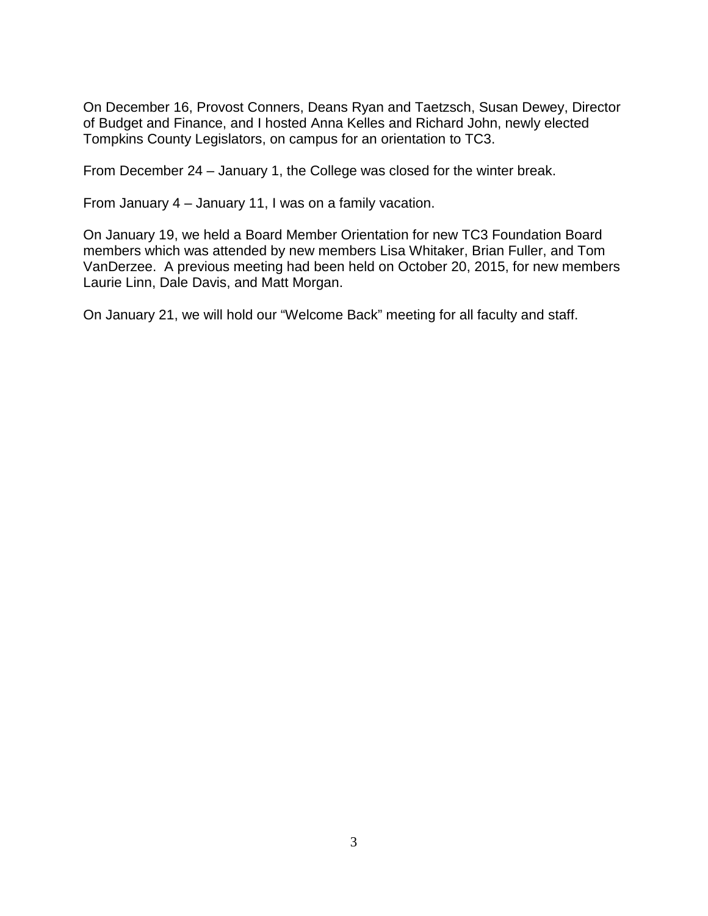On December 16, Provost Conners, Deans Ryan and Taetzsch, Susan Dewey, Director of Budget and Finance, and I hosted Anna Kelles and Richard John, newly elected Tompkins County Legislators, on campus for an orientation to TC3.

From December 24 – January 1, the College was closed for the winter break.

From January 4 – January 11, I was on a family vacation.

On January 19, we held a Board Member Orientation for new TC3 Foundation Board members which was attended by new members Lisa Whitaker, Brian Fuller, and Tom VanDerzee. A previous meeting had been held on October 20, 2015, for new members Laurie Linn, Dale Davis, and Matt Morgan.

On January 21, we will hold our "Welcome Back" meeting for all faculty and staff.